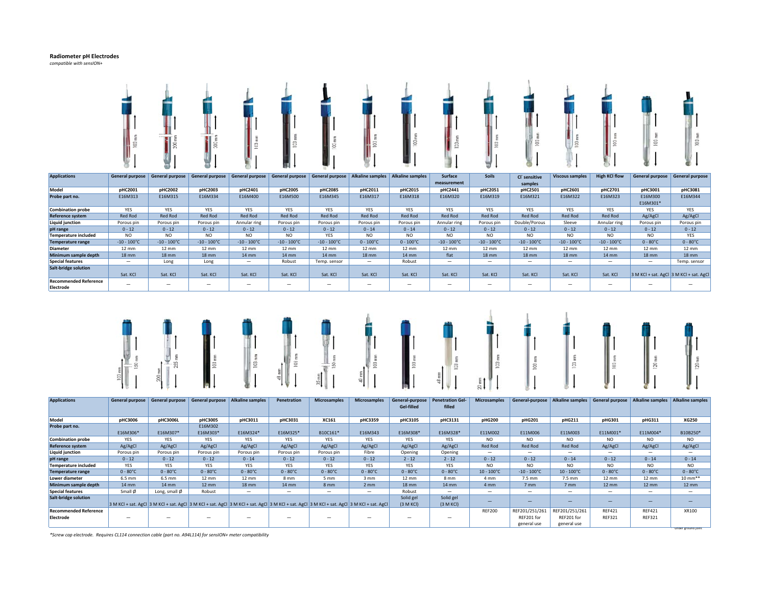## Radiometer pH Electrodes

*compatible with sensION+*

| Applications | General purpose | General purpose | General purpose | General purpose | General purpose | General purpose | Alkaline samples | Alkaline samples | Surface measurement | Soils | Cl⁻ sensitive samples | Viscous samples | High KCl flow | General purpose | General purpose |
|---|---|---|---|---|---|---|---|---|---|---|---|---|---|---|---|
| Model | pHC2001 | pHC2002 | pHC2003 | pHC2401 | pHC2005 | pHC2085 | pHC2011 | pHC2015 | pHC2441 | pHC2051 | pHC2501 | pHC2601 | pHC2701 | pHC3001 | pHC3081 |
| Probe part no. | E16M313 | E16M315 | E16M334 | E16M400 | E16M500 | E16M345 | E16M317 | E16M318 | E16M320 | E16M319 | E16M321 | E16M322 | E16M323 | E16M300 E16M301* | E16M344 |
| Combination probe | YES | YES | YES | YES | YES | YES | YES | YES | YES | YES | YES | YES | YES | YES | YES |
| Reference system | Red Rod | Red Rod | Red Rod | Red Rod | Red Rod | Red Rod | Red Rod | Red Rod | Red Rod | Red Rod | Red Rod | Red Rod | Red Rod | Ag/AgCl | Ag/AgCl |
| Liquid junction | Porous pin | Porous pin | Porous pin | Annular ring | Porous pin | Porous pin | Porous pin | Porous pin | Annular ring | Porous pin | Double/Porous | Sleeve | Annular ring | Porous pin | Porous pin |
| pH range | 0 - 12 | 0 - 12 | 0 - 12 | 0 - 12 | 0 - 12 | 0 - 12 | 0 - 14 | 0 - 14 | 0 - 12 | 0 - 12 | 0 - 12 | 0 - 12 | 0 - 12 | 0 - 12 | 0 - 12 |
| Temperature included | NO | NO | NO | NO | NO | YES | NO | NO | NO | NO | NO | NO | NO | NO | YES |
| Temperature range | -10 - 100°C | -10 - 100°C | -10 - 100°C | -10 - 100°C | -10 - 100°C | -10 - 100°C | 0 - 100°C | 0 - 100°C | -10 - 100°C | -10 - 100°C | -10 - 100°C | -10 - 100°C | -10 - 100°C | 0 - 80°C | 0 - 80°C |
| Diameter | 12 mm | 12 mm | 12 mm | 12 mm | 12 mm | 12 mm | 12 mm | 12 mm | 12 mm | 12 mm | 12 mm | 12 mm | 12 mm | 12 mm | 12 mm |
| Minimum sample depth | 18 mm | 18 mm | 18 mm | 14 mm | 14 mm | 14 mm | 18 mm | 14 mm | flat | 18 mm | 18 mm | 18 mm | 14 mm | 18 mm | 18 mm |
| Special features | — | Long | Long | — | Robust | Temp. sensor | — | Robust | — | — | — | — | — | — | Temp. sensor |
| Salt-bridge solution | Sat. KCl | Sat. KCl | Sat. KCl | Sat. KCl | Sat. KCl | Sat. KCl | Sat. KCl | Sat. KCl | Sat. KCl | Sat. KCl | Sat. KCl | Sat. KCl | Sat. KCl | 3 M KCl + sat. AgCl | 3 M KCl + sat. AgCl |
| Recommended Reference Electrode | — | — | — | — | — | — | — | — | — | — | — | — | — | — | — |

| Applications | General purpose | General purpose | General purpose | Alkaline samples | Penetration | Microsamples | Microsamples | General-purpose Gel-filled | Penetration Gel-filled | Microsamples | General-purpose | Alkaline samples | General purpose | Alkaline samples | Alkaline samples |
|---|---|---|---|---|---|---|---|---|---|---|---|---|---|---|---|
| Model | pHC3006 | pHC3006L | pHC3005 | pHC3011 | pHC3031 | XC161 | pHC3359 | pHC3105 | pHC3131 | pHG200 | pHG201 | pHG211 | pHG301 | pHG311 | XG250 |
| Probe part no. | E16M306* | E16M307* | E16M302 E16M303* | E16M324* | E16M325* | B10C161* | E16M343 | E16M308* | E16M328* | E11M002 | E11M006 | E11M003 | E11M001* | E11M004* | B10B250* |
| Combination probe | YES | YES | YES | YES | YES | YES | YES | YES | YES | NO | NO | NO | NO | NO | NO |
| Reference system | Ag/AgCl | Ag/AgCl | Ag/AgCl | Ag/AgCl | Ag/AgCl | Ag/AgCl | Ag/AgCl | Ag/AgCl | Ag/AgCl | Red Rod | Red Rod | Red Rod | Ag/AgCl | Ag/AgCl | Ag/AgCl |
| Liquid junction | Porous pin | Porous pin | Porous pin | Porous pin | Porous pin | Porous pin | Fibre | Opening | Opening | — | — | — | — | — | — |
| pH range | 0 - 12 | 0 - 12 | 0 - 12 | 0 - 14 | 0 - 12 | 0 - 12 | 0 - 12 | 2 - 12 | 2 - 12 | 0 - 12 | 0 - 12 | 0 - 14 | 0 - 12 | 0 - 14 | 0 - 14 |
| Temperature included | YES | YES | YES | YES | YES | YES | YES | YES | YES | NO | NO | NO | NO | NO | NO |
| Temperature range | 0 - 80°C | 0 - 80°C | 0 - 80°C | 0 - 80°C | 0 - 80°C | 0 - 80°C | 0 - 80°C | 0 - 80°C | 0 - 80°C | 10 - 100°C | -10 - 100°C | 10 - 100°C | 0 - 80°C | 0 - 80°C | 0 - 80°C |
| Lower diameter | 6.5 mm | 6.5 mm | 12 mm | 12 mm | 8 mm | 5 mm | 3 mm | 12 mm | 8 mm | 4 mm | 7.5 mm | 7.5 mm | 12 mm | 12 mm | 10 mm** |
| Minimum sample depth | 14 mm | 14 mm | 12 mm | 18 mm | 14 mm | 8 mm | 2 mm | 18 mm | 14 mm | 4 mm | 7 mm | 7 mm | 12 mm | 12 mm | 12 mm |
| Special features | Small Ø | Long, small Ø | Robust | — | — | — | — | Robust | — | — | — | — | — | — | — |
| Salt-bridge solution | 3 M KCl + sat. AgCl | 3 M KCl + sat. AgCl | 3 M KCl + sat. AgCl | 3 M KCl + sat. AgCl | 3 M KCl + sat. AgCl | 3 M KCl + sat. AgCl | 3 M KCl + sat. AgCl | Solid gel (3 M KCl) | Solid gel (3 M KCl) | — | — | — | — | — | — |
| Recommended Reference Electrode | — | — | — | — | — | — | — | — | — | REF200 | REF201/251/261 REF201 for general use | REF201/251/261 REF201 for general use | REF421 REF321 | REF421 REF321 | XR100 |

**under ground joint

*Screw cap electrode. Requires CL114 connection cable (part no. A94L114) for sensION+ meter compatibility*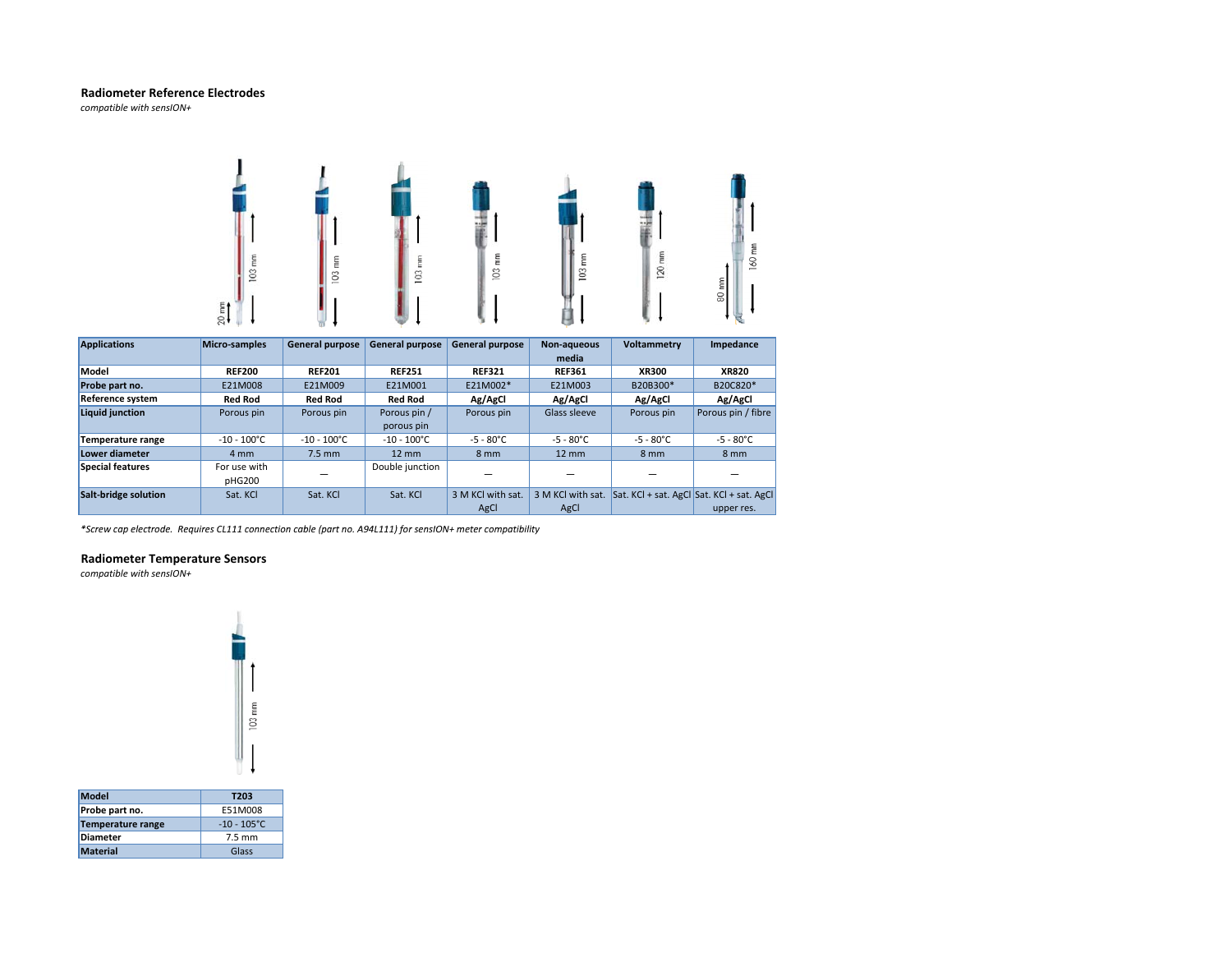## Radiometer Reference Electrodes

*compatible with sensION+*

| Applications | Micro-samples | General purpose | General purpose | General purpose | Non-aqueous media | Voltammetry | Impedance |
|---|---|---|---|---|---|---|---|
| Model | **REF200** | **REF201** | **REF251** | **REF321** | **REF361** | **XR300** | **XR820** |
| Probe part no. | E21M008 | E21M009 | E21M001 | E21M002* | E21M003 | B20B300* | B20C820* |
| Reference system | **Red Rod** | **Red Rod** | **Red Rod** | **Ag/AgCl** | **Ag/AgCl** | **Ag/AgCl** | **Ag/AgCl** |
| Liquid junction | Porous pin | Porous pin | Porous pin / porous pin | Porous pin | Glass sleeve | Porous pin | Porous pin / fibre |
| Temperature range | -10 - 100°C | -10 - 100°C | -10 - 100°C | -5 - 80°C | -5 - 80°C | -5 - 80°C | -5 - 80°C |
| Lower diameter | 4 mm | 7.5 mm | 12 mm | 8 mm | 12 mm | 8 mm | 8 mm |
| Special features | For use with pHG200 | — | Double junction | — | — | — | — |
| Salt-bridge solution | Sat. KCl | Sat. KCl | Sat. KCl | 3 M KCl with sat. AgCl | 3 M KCl with sat. AgCl | Sat. KCl + sat. AgCl | Sat. KCl + sat. AgCl upper res. |

*\*Screw cap electrode. Requires CL111 connection cable (part no. A94L111) for sensION+ meter compatibility*

## Radiometer Temperature Sensors

*compatible with sensION+*

| Model | T203 |
|---|---|
| Probe part no. | E51M008 |
| Temperature range | -10 - 105°C |
| Diameter | 7.5 mm |
| Material | Glass |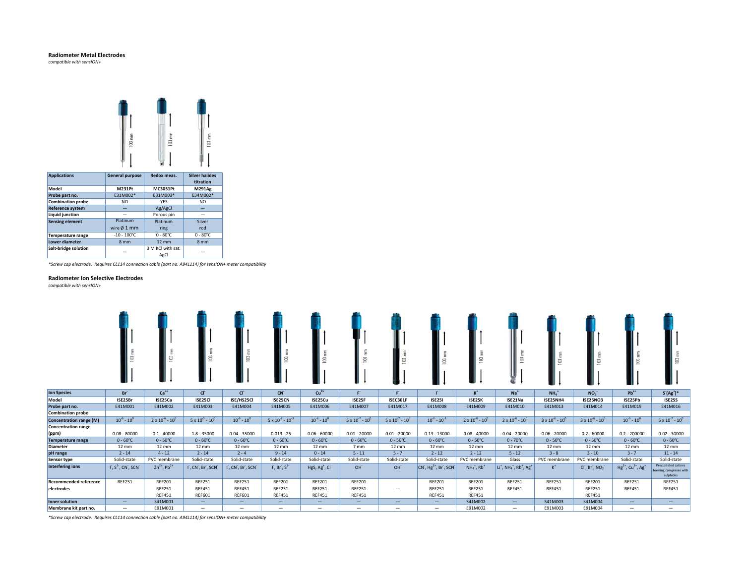### Radiometer Metal Electrodes

*compatible with sensION+*

| Applications | General purpose | Redox meas. | Silver halides titration |
| --- | --- | --- | --- |
| Model | M231Pt | MC3051Pt | M291Ag |
| Probe part no. | E31M002* | E31M003* | E34M002* |
| Combination probe | NO | YES | NO |
| Reference system | — | Ag/AgCl | — |
| Liquid junction | — | Porous pin | — |
| Sensing element | Platinum wire Ø 1 mm | Platinum ring | Silver rod |
| Temperature range | -10 - 100°C | 0 - 80°C | 0 - 80°C |
| Lower diameter | 8 mm | 12 mm | 8 mm |
| Salt-bridge solution | — | 3 M KCl with sat. AgCl | — |

*\*Screw cap electrode. Requires CL114 connection cable (part no. A94L114) for sensION+ meter compatibility*

### Radiometer Ion Selective Electrodes

*compatible with sensION+*

| Ion Species | $Br^-$ | $Ca^{++}$ | $Cl^-$ | $Cl^-$ | $CN^-$ | $Cu^{2+}$ | $F^-$ | $F^-$ | $I^-$ | $K^+$ | $Na^+$ | $NH_4^+$ | $NO_3^-$ | $Pb^{++}$ | $S^-(Ag^+)$* |
| --- | --- | --- | --- | --- | --- | --- | --- | --- | --- | --- | --- | --- | --- | --- | --- |
| Model | ISE25Br | ISE25Ca | ISE25Cl | ISE/HS25Cl | ISE25CN | ISE25Cu | ISE25F | ISEC301F | ISE25I | ISE25K | ISE21Na | ISE25NH4 | ISE25NO3 | ISE25Pb | ISE25S |
| Probe part no. | E41M001 | E41M002 | E41M003 | E41M004 | E41M005 | E41M006 | E41M007 | E41M017 | E41M008 | E41M009 | E41M010 | E41M013 | E41M014 | E41M015 | E41M016 |
| Combination probe | | | | | | | | | | | | | | | |
| Concentration range (M) | $10^{-6}$ - $10^{0}$ | $2 \times 10^{-6}$ - $10^{0}$ | $5 \times 10^{-5}$ - $10^{0}$ | $10^{-6}$ - $10^{0}$ | $5 \times 10^{-7}$ - $10^{-3}$ | $10^{-6}$ - $10^{0}$ | $5 \times 10^{-7}$ - $10^{0}$ | $5 \times 10^{-7}$ - $10^{0}$ | $10^{-6}$ - $10^{-1}$ | $2 \times 10^{-6}$ - $10^{0}$ | $2 \times 10^{-6}$ - $10^{0}$ | $3 \times 10^{-6}$ - $10^{0}$ | $3 \times 10^{-6}$ - $10^{0}$ | $10^{-6}$ - $10^{0}$ | $5 \times 10^{-7}$ - $10^{0}$ |
| Concentration range (ppm) | 0.08 - 80000 | 0.1 - 40000 | 1.8 - 35000 | 0.04 - 35000 | 0.013 - 25 | 0.06 - 60000 | 0.01 - 20000 | 0.01 - 20000 | 0.13 - 13000 | 0.08 - 40000 | 0.04 - 20000 | 0.06 - 20000 | 0.2 - 60000 | 0.2 - 200000 | 0.02 - 30000 |
| Temperature range | 0 - 60°C | 0 - 50°C | 0 - 60°C | 0 - 60°C | 0 - 60°C | 0 - 60°C | 0 - 60°C | 0 - 50°C | 0 - 60°C | 0 - 50°C | 0 - 70°C | 0 - 50°C | 0 - 50°C | 0 - 60°C | 0 - 60°C |
| Diameter | 12 mm | 12 mm | 12 mm | 12 mm | 12 mm | 12 mm | 7 mm | 12 mm | 12 mm | 12 mm | 12 mm | 12 mm | 12 mm | 12 mm | 12 mm |
| pH range | 2 - 14 | 4 - 12 | 2 - 14 | 2 - 4 | 9 - 14 | 0 - 14 | 5 - 11 | 5 - 7 | 2 - 12 | 2 - 12 | 5 - 12 | 3 - 8 | 3 - 10 | 3 - 7 | 11 - 14 |
| Sensor type | Solid-state | PVC membrane | Solid-state | Solid-state | Solid-state | Solid-state | Solid-state | Solid-state | Solid-state | PVC membrane | Glass | PVC membrane | PVC membrane | Solid-state | Solid-state |
| Interfering ions | $I^-$, $S^{2-}$, $CN^-$, $SCN^-$ | $Zn^{2+}$, $Pb^{2+}$ | $I^-$, $CN^-$, $Br^-$, $SCN^-$ | $I^-$, $CN^-$, $Br^-$, $SCN^-$ | $I^-$, $Br^-$, $S^{2-}$ | HgS, $Ag^+$, $Cl^-$ | $OH^-$ | $OH^-$ | $CN^-$, $Hg^{2+}$, $Br^-$, $SCN^-$ | $NH_4^+$, $Rb^+$ | $Li^+$, $NH_4^+$, $Rb^+$, $Ag^+$ | $K^+$ | $Cl^-$, $Br^-$, $NO_2^-$ | $Hg^{2+}$, $Cu^{2+}$, $Ag^+$ | Precipitated cations forming complexes with sulphides |
| Recommended reference electrodes | REF251 | REF201 REF251 REF451 | REF251 REF451 REF601 | REF251 REF451 REF601 | REF201 REF251 REF451 | REF201 REF251 REF451 | REF201 REF251 REF451 | — | REF201 REF251 REF451 | REF201 REF251 REF451 | REF251 REF451 | REF251 REF451 | REF201 REF251 REF451 | REF251 REF451 | REF251 REF451 |
| Inner solution | — | S41M001 | — | — | — | — | — | — | — | S41M002 | — | S41M003 | S41M004 | — | — |
| Membrane kit part no. | — | E91M001 | — | — | — | — | — | — | — | E91M002 | — | E91M003 | E91M004 | — | — |

*\*Screw cap electrode. Requires CL114 connection cable (part no. A94L114) for sensION+ meter compatibility*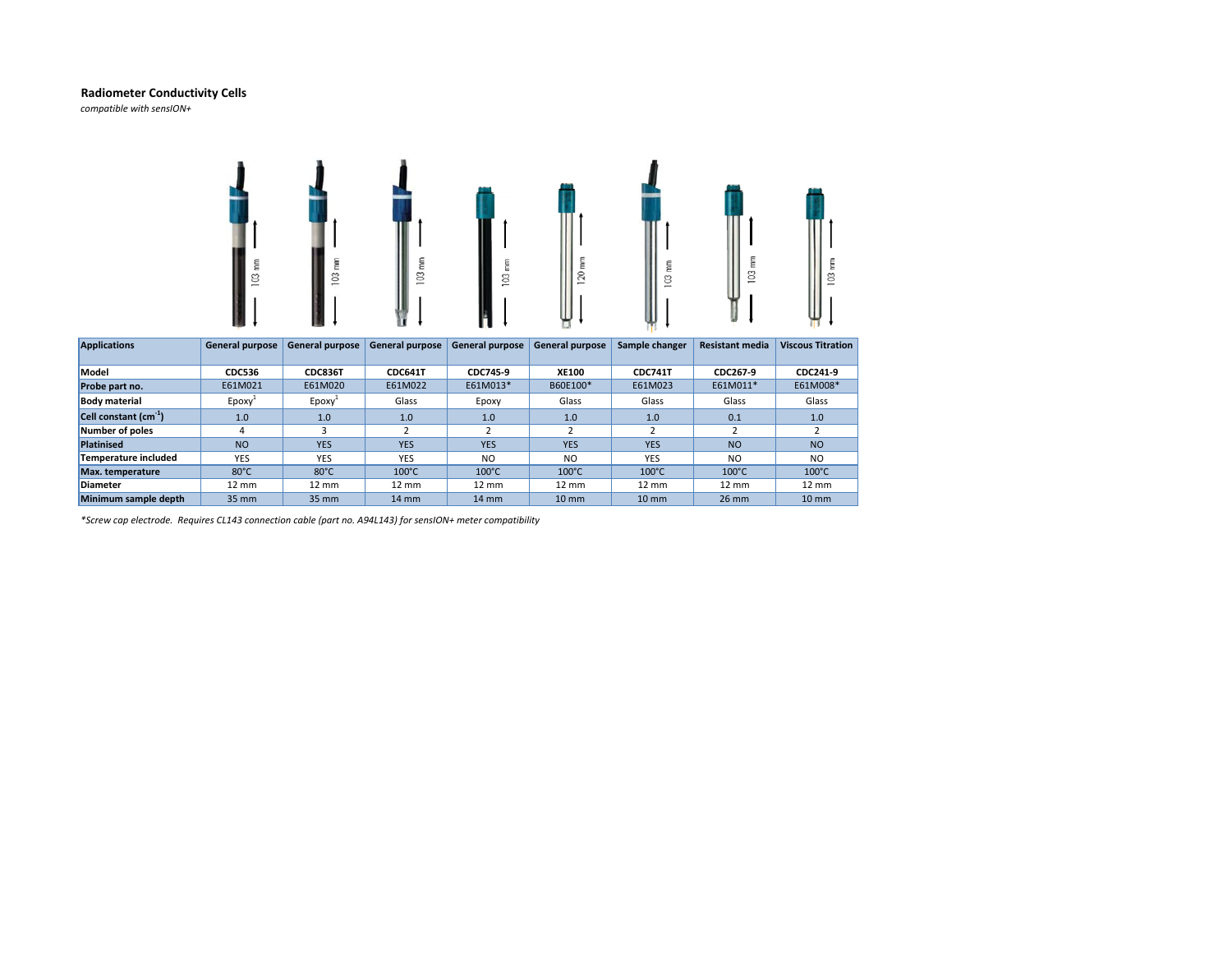**Radiometer Conductivity Cells**

*compatible with sensION+*

| Applications | General purpose | General purpose | General purpose | General purpose | General purpose | Sample changer | Resistant media | Viscous Titration |
|---|---|---|---|---|---|---|---|---|
| **Model** | **CDC536** | **CDC836T** | **CDC641T** | **CDC745-9** | **XE100** | **CDC741T** | **CDC267-9** | **CDC241-9** |
| **Probe part no.** | E61M021 | E61M020 | E61M022 | E61M013* | B60E100* | E61M023 | E61M011* | E61M008* |
| **Body material** | Epoxy[1] | Epoxy[1] | Glass | Epoxy | Glass | Glass | Glass | Glass |
| **Cell constant ($cm^{-1}$)** | 1.0 | 1.0 | 1.0 | 1.0 | 1.0 | 1.0 | 0.1 | 1.0 |
| **Number of poles** | 4 | 3 | 2 | 2 | 2 | 2 | 2 | 2 |
| **Platinised** | NO | YES | YES | YES | YES | YES | NO | NO |
| **Temperature included** | YES | YES | YES | NO | NO | YES | NO | NO |
| **Max. temperature** | 80°C | 80°C | 100°C | 100°C | 100°C | 100°C | 100°C | 100°C |
| **Diameter** | 12 mm | 12 mm | 12 mm | 12 mm | 12 mm | 12 mm | 12 mm | 12 mm |
| **Minimum sample depth** | 35 mm | 35 mm | 14 mm | 14 mm | 10 mm | 10 mm | 26 mm | 10 mm |

*\*Screw cap electrode. Requires CL143 connection cable (part no. A94L143) for sensION+ meter compatibility*